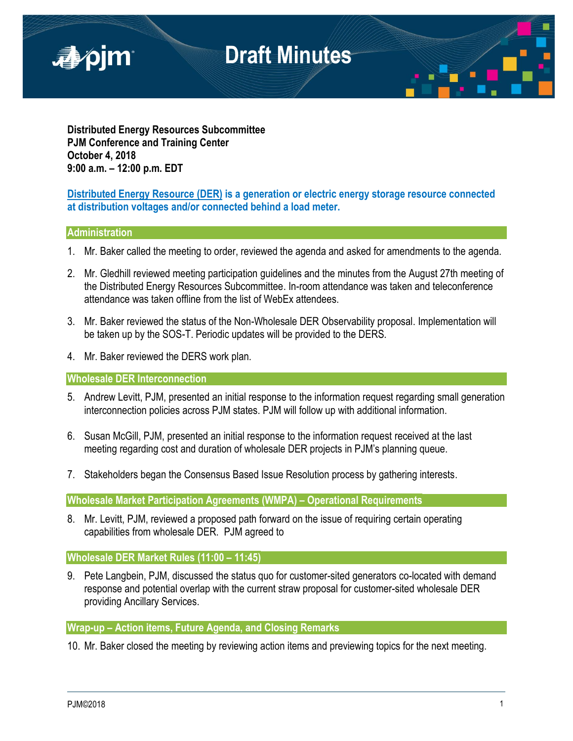# Draft Minutes

**Distributed Energy Resources Subcommittee**
**PJM Conference and Training Center**
**October 4, 2018**
**9:00 a.m. – 12:00 p.m. EDT**

**Distributed Energy Resource (DER) is a generation or electric energy storage resource connected at distribution voltages and/or connected behind a load meter.**

## Administration

1. Mr. Baker called the meeting to order, reviewed the agenda and asked for amendments to the agenda.

2. Mr. Gledhill reviewed meeting participation guidelines and the minutes from the August 27th meeting of the Distributed Energy Resources Subcommittee. In-room attendance was taken and teleconference attendance was taken offline from the list of WebEx attendees.

3. Mr. Baker reviewed the status of the Non-Wholesale DER Observability proposal. Implementation will be taken up by the SOS-T. Periodic updates will be provided to the DERS.

4. Mr. Baker reviewed the DERS work plan.

## Wholesale DER Interconnection

5. Andrew Levitt, PJM, presented an initial response to the information request regarding small generation interconnection policies across PJM states. PJM will follow up with additional information.

6. Susan McGill, PJM, presented an initial response to the information request received at the last meeting regarding cost and duration of wholesale DER projects in PJM's planning queue.

7. Stakeholders began the Consensus Based Issue Resolution process by gathering interests.

## Wholesale Market Participation Agreements (WMPA) – Operational Requirements

8. Mr. Levitt, PJM, reviewed a proposed path forward on the issue of requiring certain operating capabilities from wholesale DER. PJM agreed to

## Wholesale DER Market Rules (11:00 – 11:45)

9. Pete Langbein, PJM, discussed the status quo for customer-sited generators co-located with demand response and potential overlap with the current straw proposal for customer-sited wholesale DER providing Ancillary Services.

## Wrap-up – Action items, Future Agenda, and Closing Remarks

10. Mr. Baker closed the meeting by reviewing action items and previewing topics for the next meeting.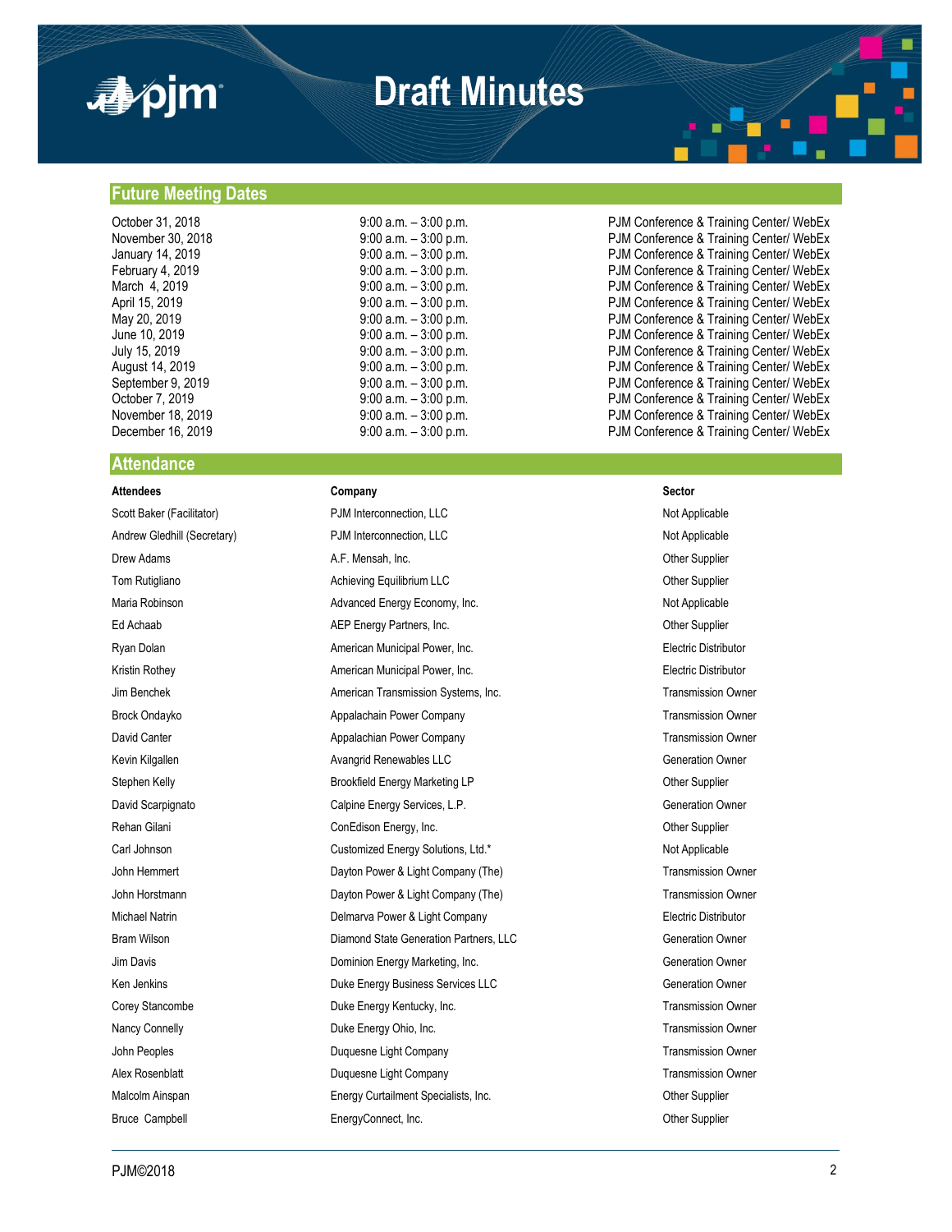## Future Meeting Dates

| | | |
|---|---|---|
| October 31, 2018 | 9:00 a.m. – 3:00 p.m. | PJM Conference & Training Center/ WebEx |
| November 30, 2018 | 9:00 a.m. – 3:00 p.m. | PJM Conference & Training Center/ WebEx |
| January 14, 2019 | 9:00 a.m. – 3:00 p.m. | PJM Conference & Training Center/ WebEx |
| February 4, 2019 | 9:00 a.m. – 3:00 p.m. | PJM Conference & Training Center/ WebEx |
| March 4, 2019 | 9:00 a.m. – 3:00 p.m. | PJM Conference & Training Center/ WebEx |
| April 15, 2019 | 9:00 a.m. – 3:00 p.m. | PJM Conference & Training Center/ WebEx |
| May 20, 2019 | 9:00 a.m. – 3:00 p.m. | PJM Conference & Training Center/ WebEx |
| June 10, 2019 | 9:00 a.m. – 3:00 p.m. | PJM Conference & Training Center/ WebEx |
| July 15, 2019 | 9:00 a.m. – 3:00 p.m. | PJM Conference & Training Center/ WebEx |
| August 14, 2019 | 9:00 a.m. – 3:00 p.m. | PJM Conference & Training Center/ WebEx |
| September 9, 2019 | 9:00 a.m. – 3:00 p.m. | PJM Conference & Training Center/ WebEx |
| October 7, 2019 | 9:00 a.m. – 3:00 p.m. | PJM Conference & Training Center/ WebEx |
| November 18, 2019 | 9:00 a.m. – 3:00 p.m. | PJM Conference & Training Center/ WebEx |
| December 16, 2019 | 9:00 a.m. – 3:00 p.m. | PJM Conference & Training Center/ WebEx |

## Attendance

| Attendees | Company | Sector |
|---|---|---|
| Scott Baker (Facilitator) | PJM Interconnection, LLC | Not Applicable |
| Andrew Gledhill (Secretary) | PJM Interconnection, LLC | Not Applicable |
| Drew Adams | A.F. Mensah, Inc. | Other Supplier |
| Tom Rutigliano | Achieving Equilibrium LLC | Other Supplier |
| Maria Robinson | Advanced Energy Economy, Inc. | Not Applicable |
| Ed Achaab | AEP Energy Partners, Inc. | Other Supplier |
| Ryan Dolan | American Municipal Power, Inc. | Electric Distributor |
| Kristin Rothey | American Municipal Power, Inc. | Electric Distributor |
| Jim Benchek | American Transmission Systems, Inc. | Transmission Owner |
| Brock Ondayko | Appalachain Power Company | Transmission Owner |
| David Canter | Appalachian Power Company | Transmission Owner |
| Kevin Kilgallen | Avangrid Renewables LLC | Generation Owner |
| Stephen Kelly | Brookfield Energy Marketing LP | Other Supplier |
| David Scarpignato | Calpine Energy Services, L.P. | Generation Owner |
| Rehan Gilani | ConEdison Energy, Inc. | Other Supplier |
| Carl Johnson | Customized Energy Solutions, Ltd.* | Not Applicable |
| John Hemmert | Dayton Power & Light Company (The) | Transmission Owner |
| John Horstmann | Dayton Power & Light Company (The) | Transmission Owner |
| Michael Natrin | Delmarva Power & Light Company | Electric Distributor |
| Bram Wilson | Diamond State Generation Partners, LLC | Generation Owner |
| Jim Davis | Dominion Energy Marketing, Inc. | Generation Owner |
| Ken Jenkins | Duke Energy Business Services LLC | Generation Owner |
| Corey Stancombe | Duke Energy Kentucky, Inc. | Transmission Owner |
| Nancy Connelly | Duke Energy Ohio, Inc. | Transmission Owner |
| John Peoples | Duquesne Light Company | Transmission Owner |
| Alex Rosenblatt | Duquesne Light Company | Transmission Owner |
| Malcolm Ainspan | Energy Curtailment Specialists, Inc. | Other Supplier |
| Bruce Campbell | EnergyConnect, Inc. | Other Supplier |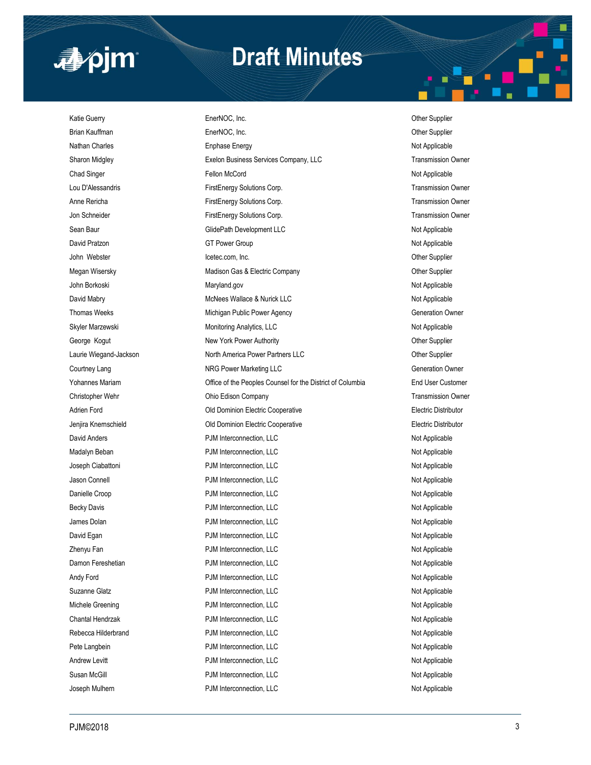| | | |
|---|---|---|
| Katie Guerry | EnerNOC, Inc. | Other Supplier |
| Brian Kauffman | EnerNOC, Inc. | Other Supplier |
| Nathan Charles | Enphase Energy | Not Applicable |
| Sharon Midgley | Exelon Business Services Company, LLC | Transmission Owner |
| Chad Singer | Fellon McCord | Not Applicable |
| Lou D'Alessandris | FirstEnergy Solutions Corp. | Transmission Owner |
| Anne Rericha | FirstEnergy Solutions Corp. | Transmission Owner |
| Jon Schneider | FirstEnergy Solutions Corp. | Transmission Owner |
| Sean Baur | GlidePath Development LLC | Not Applicable |
| David Pratzon | GT Power Group | Not Applicable |
| John Webster | Icetec.com, Inc. | Other Supplier |
| Megan Wisersky | Madison Gas & Electric Company | Other Supplier |
| John Borkoski | Maryland.gov | Not Applicable |
| David Mabry | McNees Wallace & Nurick LLC | Not Applicable |
| Thomas Weeks | Michigan Public Power Agency | Generation Owner |
| Skyler Marzewski | Monitoring Analytics, LLC | Not Applicable |
| George Kogut | New York Power Authority | Other Supplier |
| Laurie Wiegand-Jackson | North America Power Partners LLC | Other Supplier |
| Courtney Lang | NRG Power Marketing LLC | Generation Owner |
| Yohannes Mariam | Office of the Peoples Counsel for the District of Columbia | End User Customer |
| Christopher Wehr | Ohio Edison Company | Transmission Owner |
| Adrien Ford | Old Dominion Electric Cooperative | Electric Distributor |
| Jenjira Knernschield | Old Dominion Electric Cooperative | Electric Distributor |
| David Anders | PJM Interconnection, LLC | Not Applicable |
| Madalyn Beban | PJM Interconnection, LLC | Not Applicable |
| Joseph Ciabattoni | PJM Interconnection, LLC | Not Applicable |
| Jason Connell | PJM Interconnection, LLC | Not Applicable |
| Danielle Croop | PJM Interconnection, LLC | Not Applicable |
| Becky Davis | PJM Interconnection, LLC | Not Applicable |
| James Dolan | PJM Interconnection, LLC | Not Applicable |
| David Egan | PJM Interconnection, LLC | Not Applicable |
| Zhenyu Fan | PJM Interconnection, LLC | Not Applicable |
| Damon Fereshetian | PJM Interconnection, LLC | Not Applicable |
| Andy Ford | PJM Interconnection, LLC | Not Applicable |
| Suzanne Glatz | PJM Interconnection, LLC | Not Applicable |
| Michele Greening | PJM Interconnection, LLC | Not Applicable |
| Chantal Hendrzak | PJM Interconnection, LLC | Not Applicable |
| Rebecca Hilderbrand | PJM Interconnection, LLC | Not Applicable |
| Pete Langbein | PJM Interconnection, LLC | Not Applicable |
| Andrew Levitt | PJM Interconnection, LLC | Not Applicable |
| Susan McGill | PJM Interconnection, LLC | Not Applicable |
| Joseph Mulhern | PJM Interconnection, LLC | Not Applicable |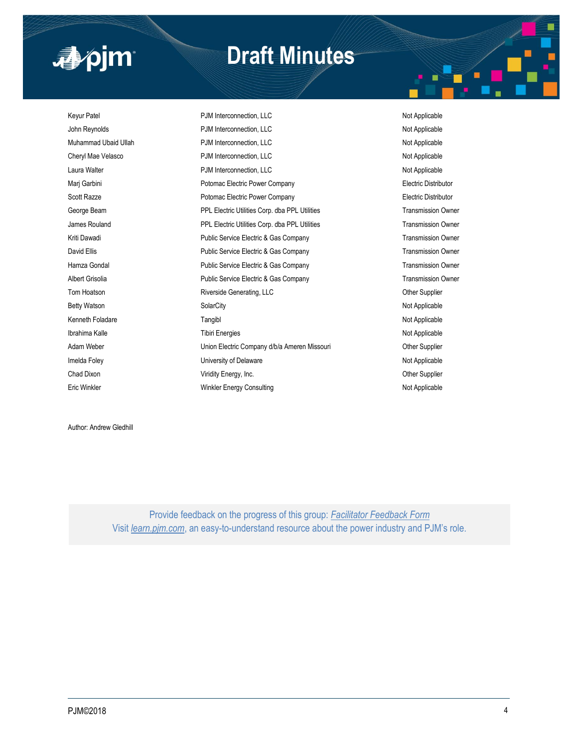| | | |
|---|---|---|
| Keyur Patel | PJM Interconnection, LLC | Not Applicable |
| John Reynolds | PJM Interconnection, LLC | Not Applicable |
| Muhammad Ubaid Ullah | PJM Interconnection, LLC | Not Applicable |
| Cheryl Mae Velasco | PJM Interconnection, LLC | Not Applicable |
| Laura Walter | PJM Interconnection, LLC | Not Applicable |
| Marj Garbini | Potomac Electric Power Company | Electric Distributor |
| Scott Razze | Potomac Electric Power Company | Electric Distributor |
| George Beam | PPL Electric Utilities Corp. dba PPL Utilities | Transmission Owner |
| James Rouland | PPL Electric Utilities Corp. dba PPL Utilities | Transmission Owner |
| Kriti Dawadi | Public Service Electric & Gas Company | Transmission Owner |
| David Ellis | Public Service Electric & Gas Company | Transmission Owner |
| Hamza Gondal | Public Service Electric & Gas Company | Transmission Owner |
| Albert Grisolia | Public Service Electric & Gas Company | Transmission Owner |
| Tom Hoatson | Riverside Generating, LLC | Other Supplier |
| Betty Watson | SolarCity | Not Applicable |
| Kenneth Foladare | Tangibl | Not Applicable |
| Ibrahima Kalle | Tibiri Energies | Not Applicable |
| Adam Weber | Union Electric Company d/b/a Ameren Missouri | Other Supplier |
| Imelda Foley | University of Delaware | Not Applicable |
| Chad Dixon | Viridity Energy, Inc. | Other Supplier |
| Eric Winkler | Winkler Energy Consulting | Not Applicable |

Author: Andrew Gledhill

Provide feedback on the progress of this group: *Facilitator Feedback Form*
Visit *learn.pjm.com*, an easy-to-understand resource about the power industry and PJM's role.